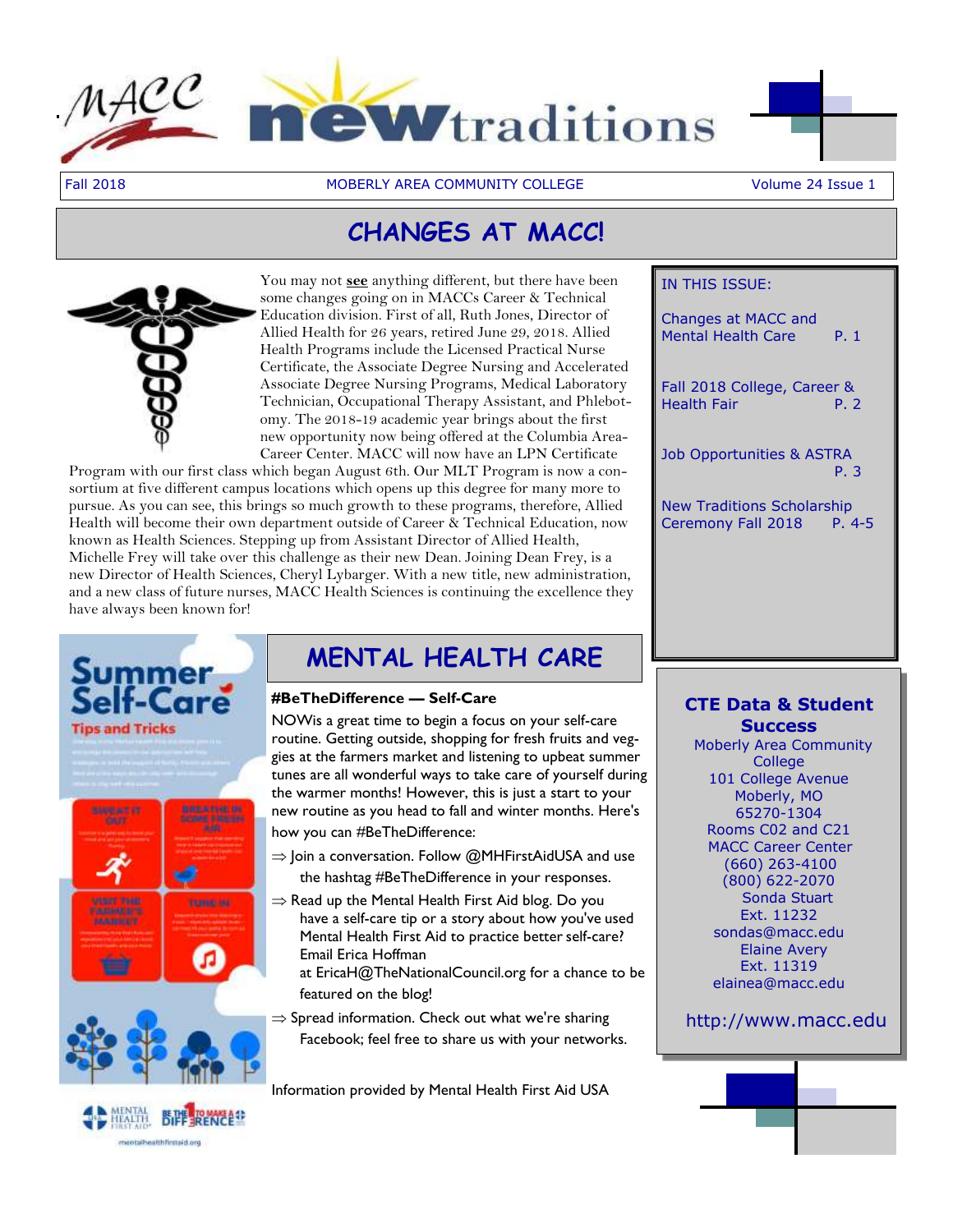# MACC new traditions

Fall 2018 | MOBERLY AREA COMMUNITY COLLEGE | Volume 24 Issue 1

## CHANGES AT MACC!

You may not **see** anything different, but there have been some changes going on in MACCs Career & Technical Education division. First of all, Ruth Jones, Director of Allied Health for 26 years, retired June 29, 2018. Allied Health Programs include the Licensed Practical Nurse Certificate, the Associate Degree Nursing and Accelerated Associate Degree Nursing Programs, Medical Laboratory Technician, Occupational Therapy Assistant, and Phlebotomy. The 2018-19 academic year brings about the first new opportunity now being offered at the Columbia Area Career Center. MACC will now have an LPN Certificate Program with our first class which began August 6th. Our MLT Program is now a consortium at five different campus locations which opens up this degree for many more to pursue. As you can see, this brings so much growth to these programs, therefore, Allied Health will become their own department outside of Career & Technical Education, now known as Health Sciences. Stepping up from Assistant Director of Allied Health, Michelle Frey will take over this challenge as their new Dean. Joining Dean Frey, is a new Director of Health Sciences, Cheryl Lybarger. With a new title, new administration, and a new class of future nurses, MACC Health Sciences is continuing the excellence they have always been known for!

IN THIS ISSUE:

- Changes at MACC and Mental Health Care — P. 1
- Fall 2018 College, Career & Health Fair — P. 2
- Job Opportunities & ASTRA — P. 3
- New Traditions Scholarship Ceremony Fall 2018 — P. 4-5

## MENTAL HEALTH CARE

**#BeTheDifference — Self-Care**

NOWis a great time to begin a focus on your self-care routine. Getting outside, shopping for fresh fruits and veggies at the farmers market and listening to upbeat summer tunes are all wonderful ways to take care of yourself during the warmer months! However, this is just a start to your new routine as you head to fall and winter months. Here's how you can #BeTheDifference:

⇒ Join a conversation. Follow @MHFirstAidUSA and use the hashtag #BeTheDifference in your responses.

⇒ Read up the Mental Health First Aid blog. Do you have a self-care tip or a story about how you've used Mental Health First Aid to practice better self-care? Email Erica Hoffman at EricaH@TheNationalCouncil.org for a chance to be featured on the blog!

⇒ Spread information. Check out what we're sharing Facebook; feel free to share us with your networks.

Information provided by Mental Health First Aid USA

**Summer Self-Care**
Tips and Tricks

SWEAT IT OUT · BREATHE IN SOME FRESH AIR · VISIT THE FARMER'S MARKET · TUNE IN

mentalhealthfirstaid.org

### CTE Data & Student Success

Moberly Area Community College
101 College Avenue
Moberly, MO
65270-1304
Rooms C02 and C21
MACC Career Center
(660) 263-4100
(800) 622-2070
Sonda Stuart
Ext. 11232
sondas@macc.edu
Elaine Avery
Ext. 11319
elainea@macc.edu

http://www.macc.edu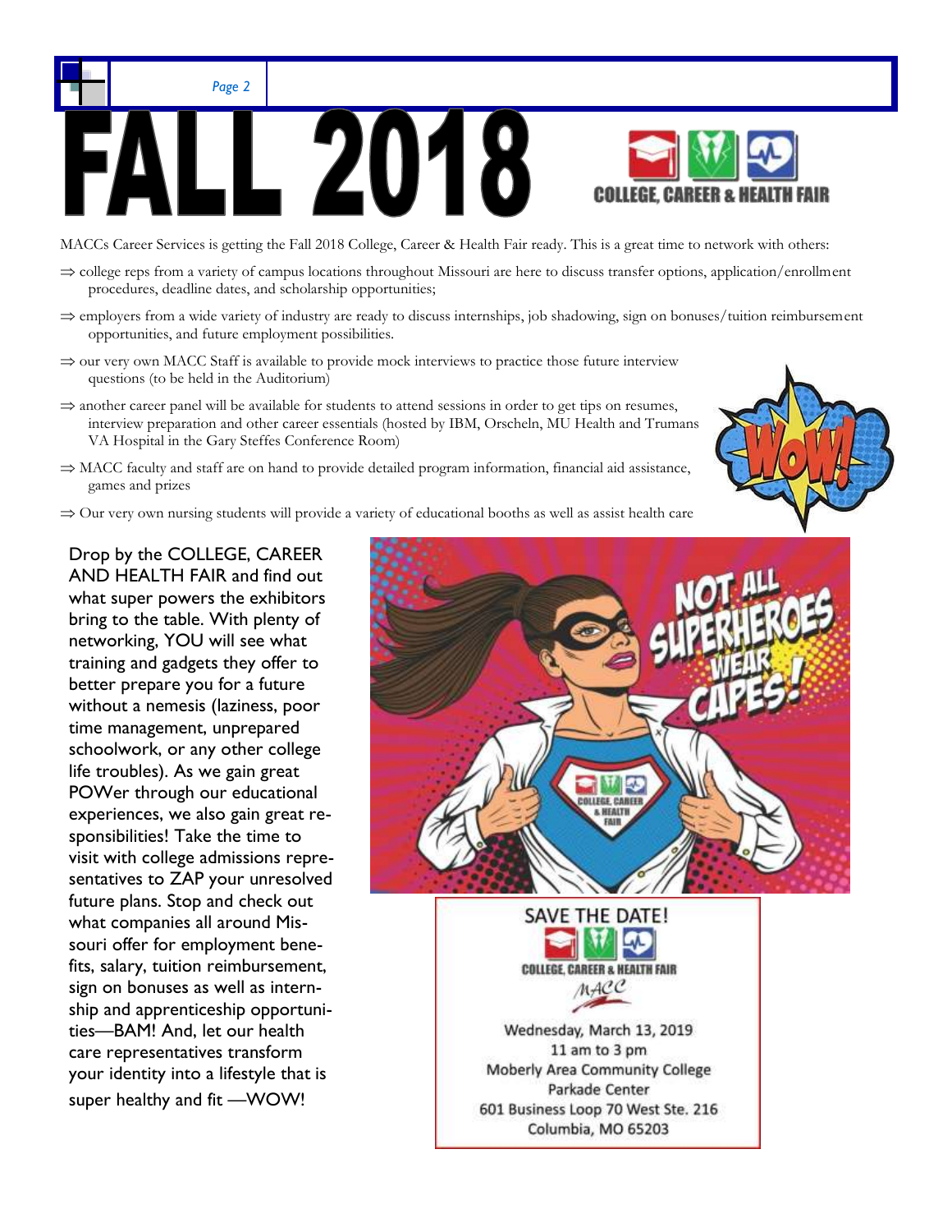# FALL 2018

COLLEGE, CAREER & HEALTH FAIR

MACCs Career Services is getting the Fall 2018 College, Career & Health Fair ready. This is a great time to network with others:

- ⇒ college reps from a variety of campus locations throughout Missouri are here to discuss transfer options, application/enrollment procedures, deadline dates, and scholarship opportunities;
- ⇒ employers from a wide variety of industry are ready to discuss internships, job shadowing, sign on bonuses/tuition reimbursement opportunities, and future employment possibilities.
- ⇒ our very own MACC Staff is available to provide mock interviews to practice those future interview questions (to be held in the Auditorium)
- ⇒ another career panel will be available for students to attend sessions in order to get tips on resumes, interview preparation and other career essentials (hosted by IBM, Orscheln, MU Health and Trumans VA Hospital in the Gary Steffes Conference Room)
- ⇒ MACC faculty and staff are on hand to provide detailed program information, financial aid assistance, games and prizes
- ⇒ Our very own nursing students will provide a variety of educational booths as well as assist health care

Drop by the COLLEGE, CAREER AND HEALTH FAIR and find out what super powers the exhibitors bring to the table. With plenty of networking, YOU will see what training and gadgets they offer to better prepare you for a future without a nemesis (laziness, poor time management, unprepared schoolwork, or any other college life troubles). As we gain great POWer through our educational experiences, we also gain great responsibilities! Take the time to visit with college admissions representatives to ZAP your unresolved future plans. Stop and check out what companies all around Missouri offer for employment benefits, salary, tuition reimbursement, sign on bonuses as well as internship and apprenticeship opportunities—BAM! And, let our health care representatives transform your identity into a lifestyle that is super healthy and fit —WOW!

**SAVE THE DATE!**

COLLEGE, CAREER & HEALTH FAIR

MACC

Wednesday, March 13, 2019
11 am to 3 pm
Moberly Area Community College
Parkade Center
601 Business Loop 70 West Ste. 216
Columbia, MO 65203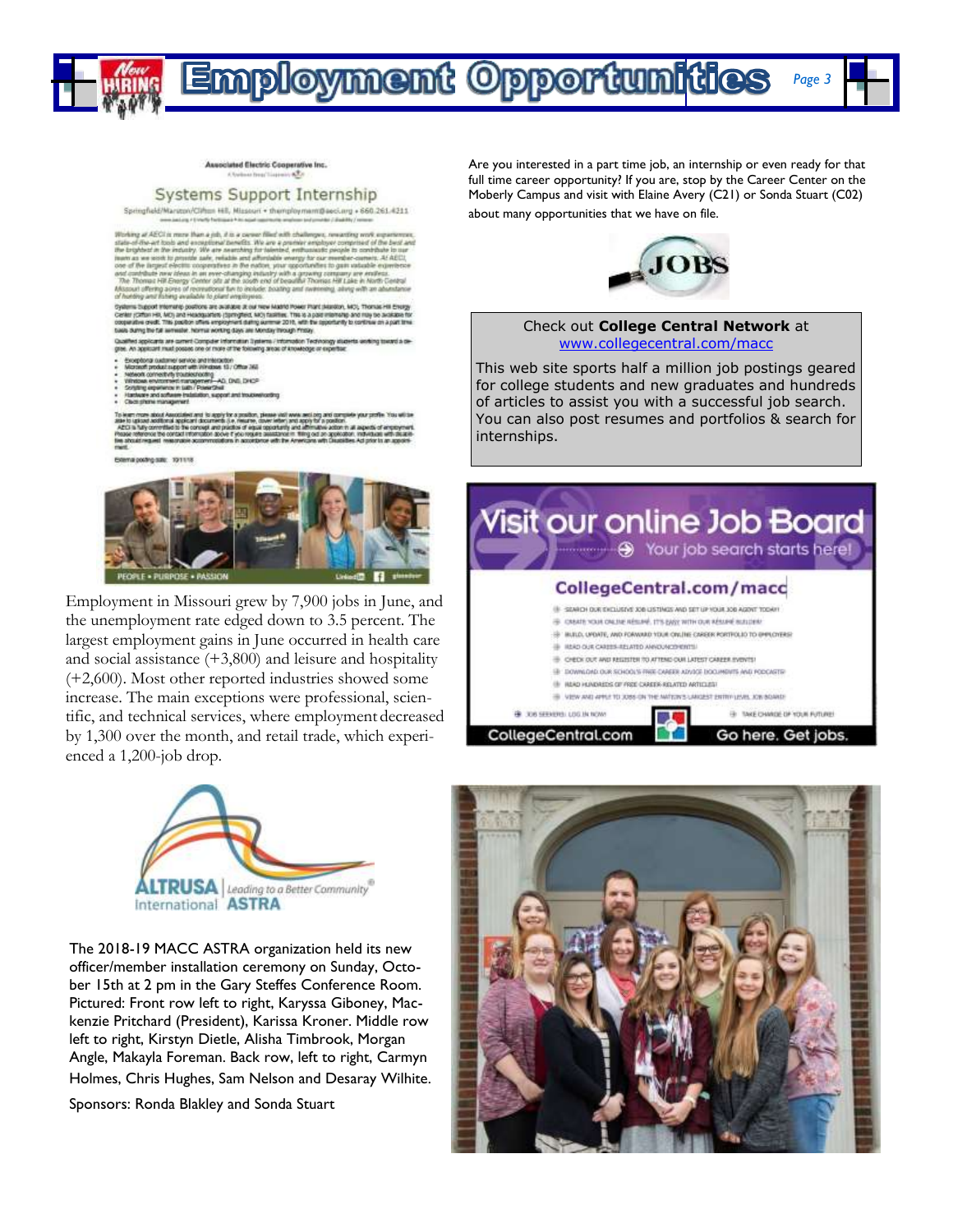# Employment Opportunities

Associated Electric Cooperative Inc.

## Systems Support Internship

Springfield/Marston/Clifton Hill, Missouri • themployment@aeci.org • 660.261.4211

Working at AECI is more than a job, it is a career filled with challenges, rewarding work experiences, state-of-the-art tools and exceptional benefits. We are a premier employer comprised of the best and the brightest in the industry. We are searching for talented, enthusiastic people to contribute to our team as we work to provide safe, reliable and affordable energy for our member-owners. At AECI, one of the largest electric cooperatives in the nation, your opportunities to gain valuable experience and contribute new ideas in an ever-changing industry with a growing company are endless.

The Thomas Hill Energy Center sits at the south end of beautiful Thomas Hill Lake in North Central Missouri offering acres of recreational fun to include: boating and swimming, along with an abundance of hunting and fishing available to plant employees.

Systems Support Internship positions are available at our New Madrid Power Plant (Marston, MO), Thomas Hill Energy Center (Clifton Hill, MO) and Headquarters (Springfield, MO) facilities. This is a paid internship and may be available for cooperative credit. This position offers employment during summer 2018, with the opportunity to continue on a part time basis during the fall semester. Normal working days are Monday through Friday.

Qualified applicants are current Computer Information Systems / Information Technology students working toward a degree. An applicant must possess one or more of the following areas of knowledge or expertise:

- Exceptional customer service and interaction
- Microsoft product support with Windows 10 / Office 365
- Network connectivity troubleshooting
- Windows environment management—AD, DNS, DHCP
- Scripting experience in batch / PowerShell
- Hardware and software installation, support and troubleshooting
- Cisco phone management

To learn more about Associated and to apply for a position, please visit www.aeci.org and complete your profile. You will be able to upload additional applicant documents (i.e. resume, cover letter) and apply for a position.

AECI is fully committed to the concept and practice of equal opportunity and affirmative action in all aspects of employment. Please reference the contact information above if you require assistance in filling out an application. Individuals with disabilities should request reasonable accommodations in accordance with the Americans with Disabilities Act prior to an appointment.

External posting date: 10/11/18

PEOPLE • PURPOSE • PASSION

Employment in Missouri grew by 7,900 jobs in June, and the unemployment rate edged down to 3.5 percent. The largest employment gains in June occurred in health care and social assistance (+3,800) and leisure and hospitality (+2,600). Most other reported industries showed some increase. The main exceptions were professional, scientific, and technical services, where employment decreased by 1,300 over the month, and retail trade, which experienced a 1,200-job drop.

Are you interested in a part time job, an internship or even ready for that full time career opportunity? If you are, stop by the Career Center on the Moberly Campus and visit with Elaine Avery (C21) or Sonda Stuart (C02) about many opportunities that we have on file.

Check out **College Central Network** at www.collegecentral.com/macc

This web site sports half a million job postings geared for college students and new graduates and hundreds of articles to assist you with a successful job search. You can also post resumes and portfolios & search for internships.

## Visit our online Job Board

Your job search starts here!

**CollegeCentral.com/macc**

- SEARCH OUR EXCLUSIVE JOB LISTINGS AND SET UP YOUR JOB AGENT TODAY!
- CREATE YOUR ONLINE RÉSUMÉ. IT'S EASY WITH OUR RÉSUMÉ BUILDER!
- BUILD, UPDATE, AND FORWARD YOUR ONLINE CAREER PORTFOLIO TO EMPLOYERS!
- READ OUR CAREER-RELATED ANNOUNCEMENTS!
- CHECK OUT AND REGISTER TO ATTEND OUR LATEST CAREER EVENTS!
- DOWNLOAD OUR SCHOOL'S FREE CAREER ADVICE DOCUMENTS AND PODCASTS!
- READ HUNDREDS OF FREE CAREER-RELATED ARTICLES!
- VIEW AND APPLY TO JOBS ON THE NATION'S LARGEST ENTRY-LEVEL JOB BOARD!

JOB SEEKERS: LOG IN NOW! — TAKE CHARGE OF YOUR FUTURE!

CollegeCentral.com — Go here. Get jobs.

ALTRUSA International | Leading to a Better Community® ASTRA

The 2018-19 MACC ASTRA organization held its new officer/member installation ceremony on Sunday, October 15th at 2 pm in the Gary Steffes Conference Room. Pictured: Front row left to right, Karyssa Giboney, Mackenzie Pritchard (President), Karissa Kroner. Middle row left to right, Kirstyn Dietle, Alisha Timbrook, Morgan Angle, Makayla Foreman. Back row, left to right, Carmyn Holmes, Chris Hughes, Sam Nelson and Desaray Wilhite.

Sponsors: Ronda Blakley and Sonda Stuart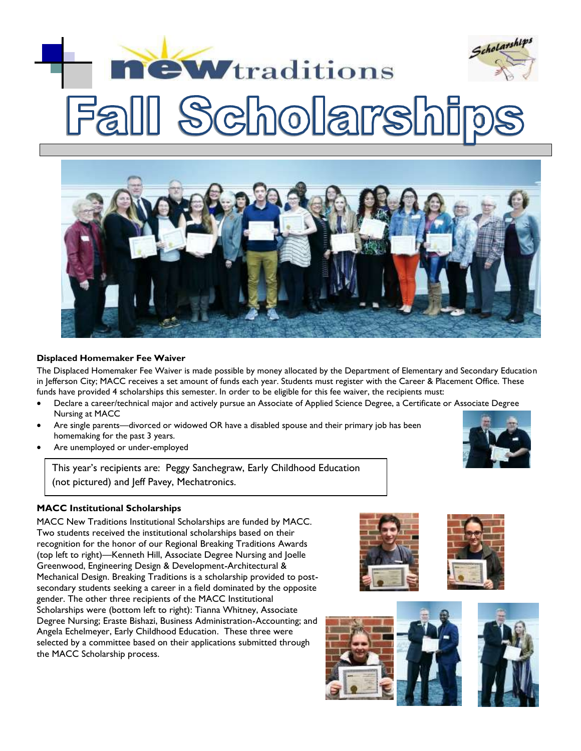# new traditions

# Fall Scholarships

Scholarships

### Displaced Homemaker Fee Waiver

The Displaced Homemaker Fee Waiver is made possible by money allocated by the Department of Elementary and Secondary Education in Jefferson City; MACC receives a set amount of funds each year. Students must register with the Career & Placement Office. These funds have provided 4 scholarships this semester. In order to be eligible for this fee waiver, the recipients must:

- Declare a career/technical major and actively pursue an Associate of Applied Science Degree, a Certificate or Associate Degree Nursing at MACC
- Are single parents—divorced or widowed OR have a disabled spouse and their primary job has been homemaking for the past 3 years.
- Are unemployed or under-employed

This year's recipients are: Peggy Sanchegraw, Early Childhood Education (not pictured) and Jeff Pavey, Mechatronics.

### MACC Institutional Scholarships

MACC New Traditions Institutional Scholarships are funded by MACC. Two students received the institutional scholarships based on their recognition for the honor of our Regional Breaking Traditions Awards (top left to right)—Kenneth Hill, Associate Degree Nursing and Joelle Greenwood, Engineering Design & Development-Architectural & Mechanical Design. Breaking Traditions is a scholarship provided to post-secondary students seeking a career in a field dominated by the opposite gender. The other three recipients of the MACC Institutional Scholarships were (bottom left to right): Tianna Whitney, Associate Degree Nursing; Eraste Bishazi, Business Administration-Accounting; and Angela Echelmeyer, Early Childhood Education. These three were selected by a committee based on their applications submitted through the MACC Scholarship process.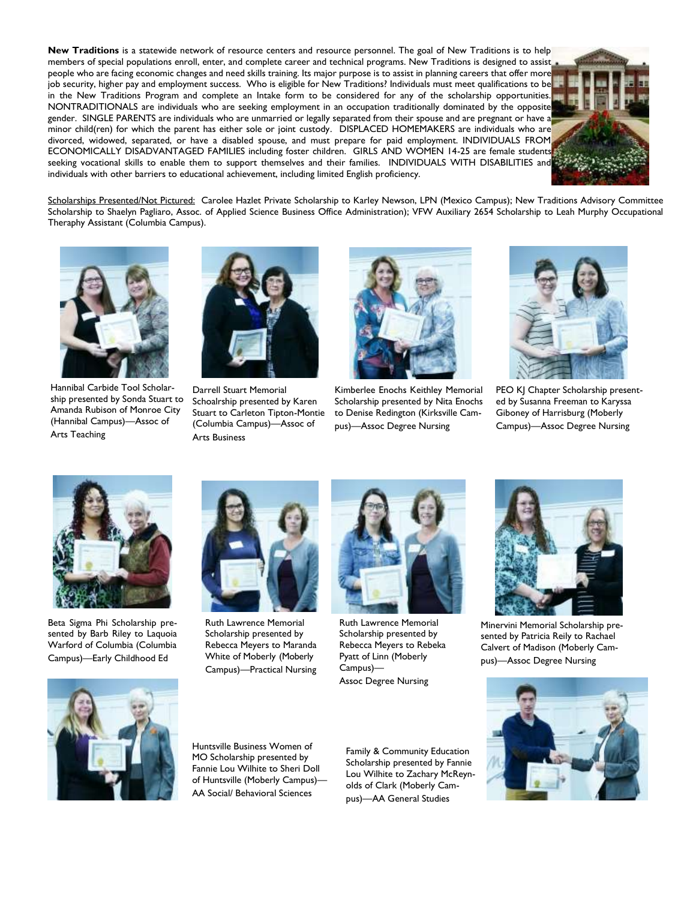**New Traditions** is a statewide network of resource centers and resource personnel. The goal of New Traditions is to help members of special populations enroll, enter, and complete career and technical programs. New Traditions is designed to assist people who are facing economic changes and need skills training. Its major purpose is to assist in planning careers that offer more job security, higher pay and employment success. Who is eligible for New Traditions? Individuals must meet qualifications to be in the New Traditions Program and complete an Intake form to be considered for any of the scholarship opportunities. NONTRADITIONALS are individuals who are seeking employment in an occupation traditionally dominated by the opposite gender. SINGLE PARENTS are individuals who are unmarried or legally separated from their spouse and are pregnant or have a minor child(ren) for which the parent has either sole or joint custody. DISPLACED HOMEMAKERS are individuals who are divorced, widowed, separated, or have a disabled spouse, and must prepare for paid employment. INDIVIDUALS FROM ECONOMICALLY DISADVANTAGED FAMILIES including foster children. GIRLS AND WOMEN 14-25 are female students seeking vocational skills to enable them to support themselves and their families. INDIVIDUALS WITH DISABILITIES and individuals with other barriers to educational achievement, including limited English proficiency.

Scholarships Presented/Not Pictured: Carolee Hazlet Private Scholarship to Karley Newson, LPN (Mexico Campus); New Traditions Advisory Committee Scholarship to Shaelyn Pagliaro, Assoc. of Applied Science Business Office Administration); VFW Auxiliary 2654 Scholarship to Leah Murphy Occupational Theraphy Assistant (Columbia Campus).

Hannibal Carbide Tool Scholarship presented by Sonda Stuart to Amanda Rubison of Monroe City (Hannibal Campus)—Assoc of Arts Teaching

Darrell Stuart Memorial Schoalrship presented by Karen Stuart to Carleton Tipton-Montie (Columbia Campus)—Assoc of Arts Business

Kimberlee Enochs Keithley Memorial Scholarship presented by Nita Enochs to Denise Redington (Kirksville Campus)—Assoc Degree Nursing

PEO KJ Chapter Scholarship presented by Susanna Freeman to Karyssa Giboney of Harrisburg (Moberly Campus)—Assoc Degree Nursing

Beta Sigma Phi Scholarship presented by Barb Riley to Laquoia Warford of Columbia (Columbia Campus)—Early Childhood Ed

Ruth Lawrence Memorial Scholarship presented by Rebecca Meyers to Maranda White of Moberly (Moberly Campus)—Practical Nursing

Ruth Lawrence Memorial Scholarship presented by Rebecca Meyers to Rebeka Pyatt of Linn (Moberly Campus)—Assoc Degree Nursing

Minervini Memorial Scholarship presented by Patricia Reily to Rachael Calvert of Madison (Moberly Campus)—Assoc Degree Nursing

Huntsville Business Women of MO Scholarship presented by Fannie Lou Wilhite to Sheri Doll of Huntsville (Moberly Campus)—AA Social/ Behavioral Sciences

Family & Community Education Scholarship presented by Fannie Lou Wilhite to Zachary McReynolds of Clark (Moberly Campus)—AA General Studies